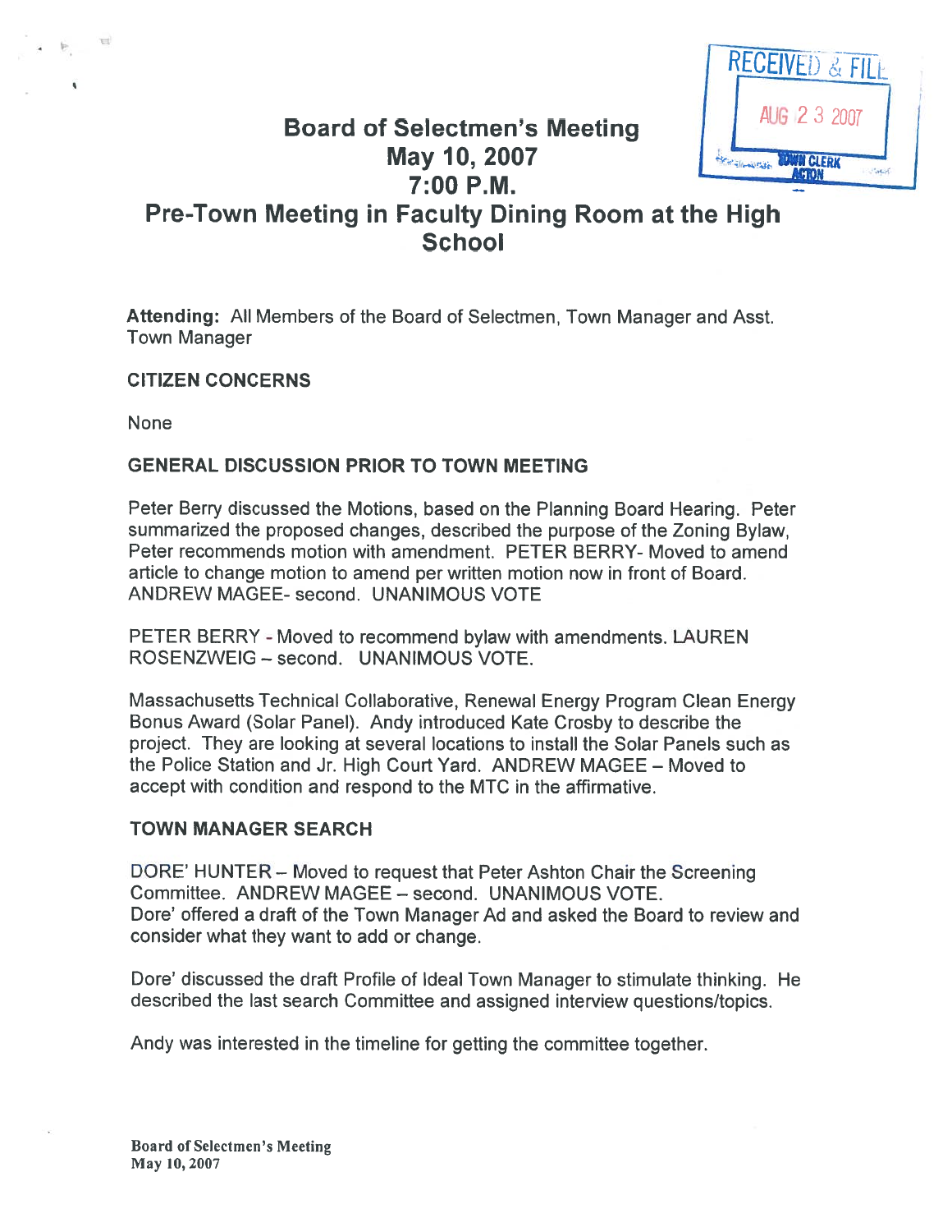# Board of Selectmen's Meeting
# May 10, 2007
# 7:00 P.M.
# Pre-Town Meeting in Faculty Dining Room at the High School

RECEIVED & FILED
AUG 23 2007
TOWN CLERK
ACTON

**Attending:** All Members of the Board of Selectmen, Town Manager and Asst. Town Manager

## CITIZEN CONCERNS

None

## GENERAL DISCUSSION PRIOR TO TOWN MEETING

Peter Berry discussed the Motions, based on the Planning Board Hearing. Peter summarized the proposed changes, described the purpose of the Zoning Bylaw, Peter recommends motion with amendment. PETER BERRY- Moved to amend article to change motion to amend per written motion now in front of Board. ANDREW MAGEE- second. UNANIMOUS VOTE

PETER BERRY - Moved to recommend bylaw with amendments. LAUREN ROSENZWEIG – second. UNANIMOUS VOTE.

Massachusetts Technical Collaborative, Renewal Energy Program Clean Energy Bonus Award (Solar Panel). Andy introduced Kate Crosby to describe the project. They are looking at several locations to install the Solar Panels such as the Police Station and Jr. High Court Yard. ANDREW MAGEE – Moved to accept with condition and respond to the MTC in the affirmative.

## TOWN MANAGER SEARCH

DORE' HUNTER – Moved to request that Peter Ashton Chair the Screening Committee. ANDREW MAGEE – second. UNANIMOUS VOTE.
Dore' offered a draft of the Town Manager Ad and asked the Board to review and consider what they want to add or change.

Dore' discussed the draft Profile of Ideal Town Manager to stimulate thinking. He described the last search Committee and assigned interview questions/topics.

Andy was interested in the timeline for getting the committee together.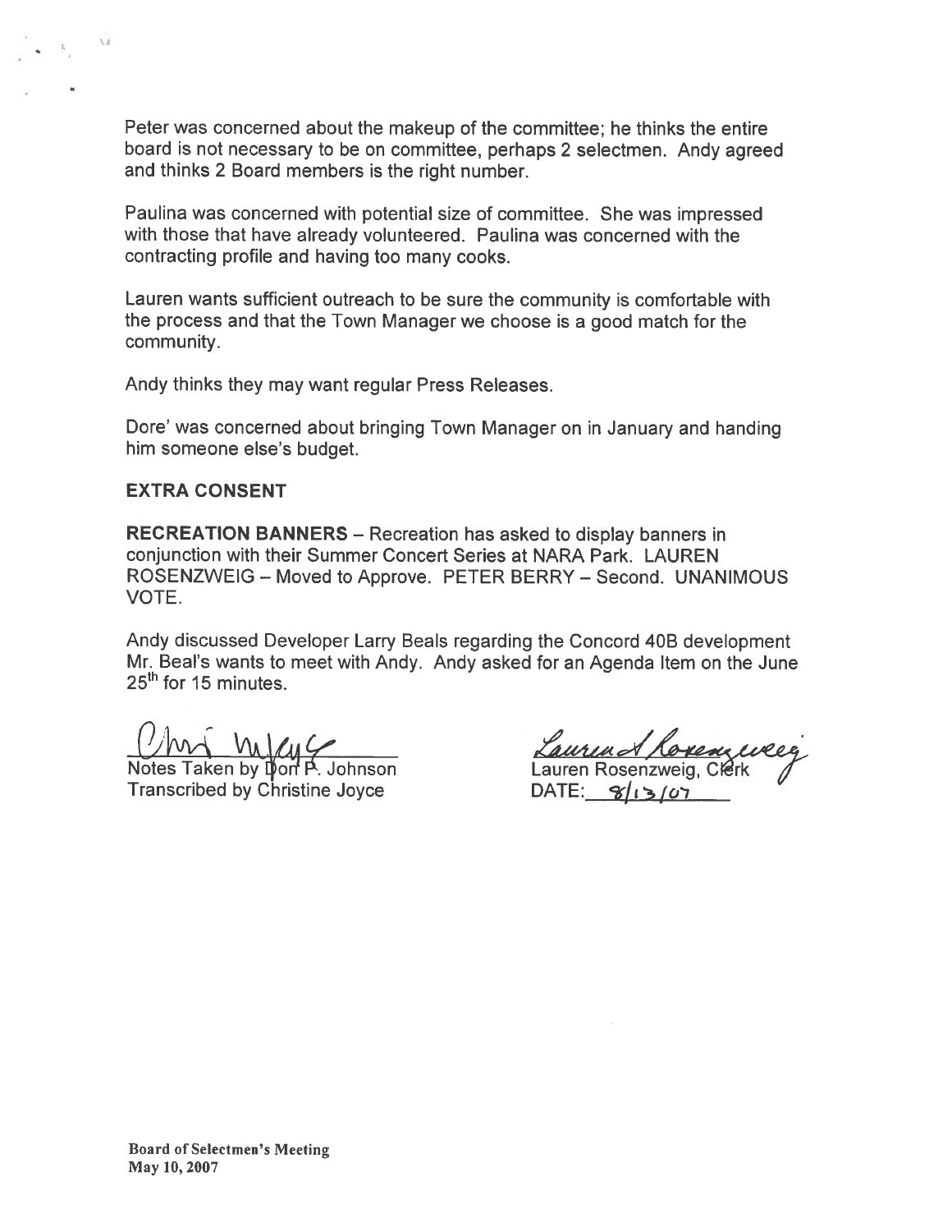Peter was concerned about the makeup of the committee; he thinks the entire board is not necessary to be on committee, perhaps 2 selectmen. Andy agreed and thinks 2 Board members is the right number.

Paulina was concerned with potential size of committee. She was impressed with those that have already volunteered. Paulina was concerned with the contracting profile and having too many cooks.

Lauren wants sufficient outreach to be sure the community is comfortable with the process and that the Town Manager we choose is a good match for the community.

Andy thinks they may want regular Press Releases.

Dore' was concerned about bringing Town Manager on in January and handing him someone else's budget.

**EXTRA CONSENT**

**RECREATION BANNERS** – Recreation has asked to display banners in conjunction with their Summer Concert Series at NARA Park. LAUREN ROSENZWEIG – Moved to Approve. PETER BERRY – Second. UNANIMOUS VOTE.

Andy discussed Developer Larry Beals regarding the Concord 40B development Mr. Beal's wants to meet with Andy. Andy asked for an Agenda Item on the June 25th for 15 minutes.

Notes Taken by Don P. Johnson
Transcribed by Christine Joyce

Lauren Rosenzweig, Clerk
DATE: 8/13/07

Board of Selectmen's Meeting
May 10, 2007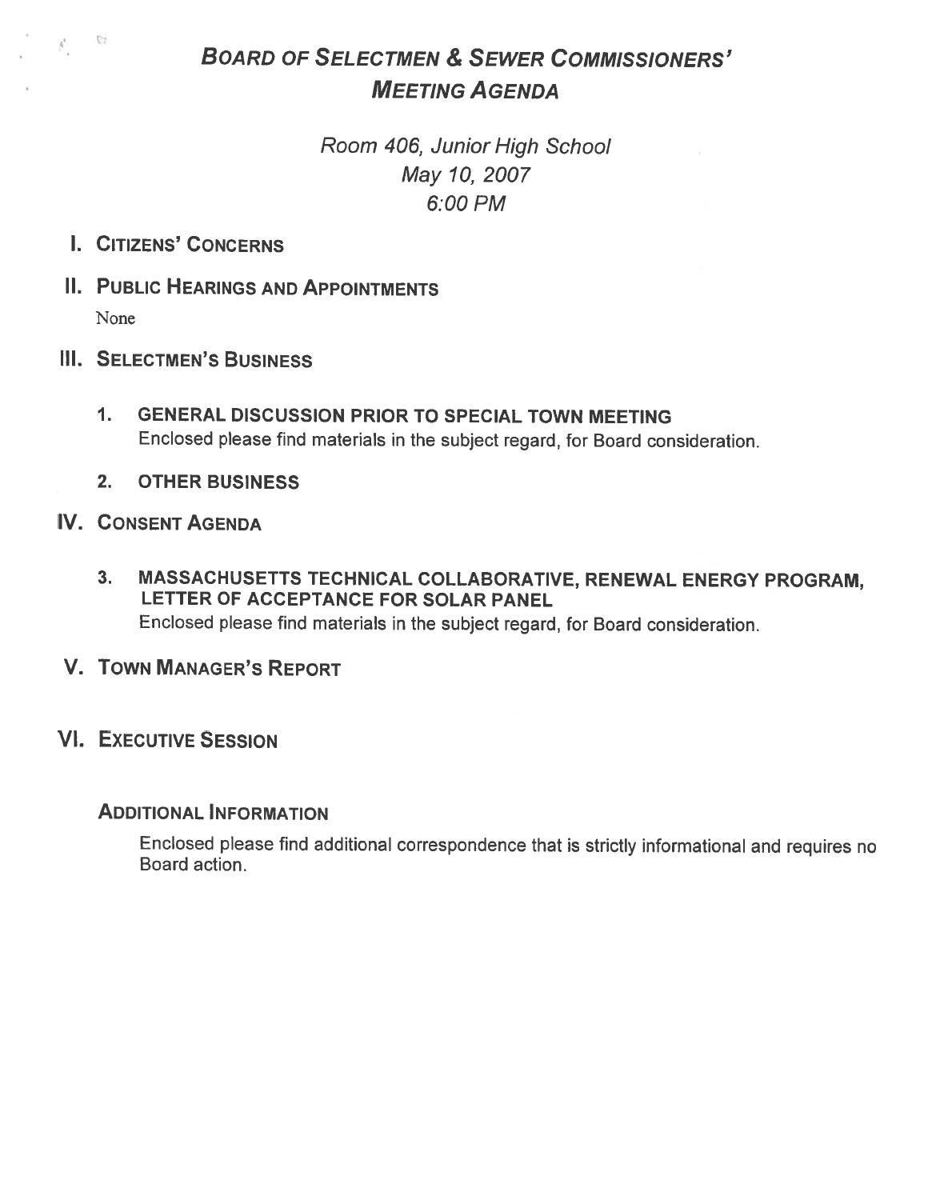# BOARD OF SELECTMEN & SEWER COMMISSIONERS' MEETING AGENDA

*Room 406, Junior High School*
*May 10, 2007*
*6:00 PM*

## I. CITIZENS' CONCERNS

## II. PUBLIC HEARINGS AND APPOINTMENTS

None

## III. SELECTMEN'S BUSINESS

1. **GENERAL DISCUSSION PRIOR TO SPECIAL TOWN MEETING**
   Enclosed please find materials in the subject regard, for Board consideration.

2. **OTHER BUSINESS**

## IV. CONSENT AGENDA

3. **MASSACHUSETTS TECHNICAL COLLABORATIVE, RENEWAL ENERGY PROGRAM, LETTER OF ACCEPTANCE FOR SOLAR PANEL**
   Enclosed please find materials in the subject regard, for Board consideration.

## V. TOWN MANAGER'S REPORT

## VI. EXECUTIVE SESSION

### ADDITIONAL INFORMATION

Enclosed please find additional correspondence that is strictly informational and requires no Board action.